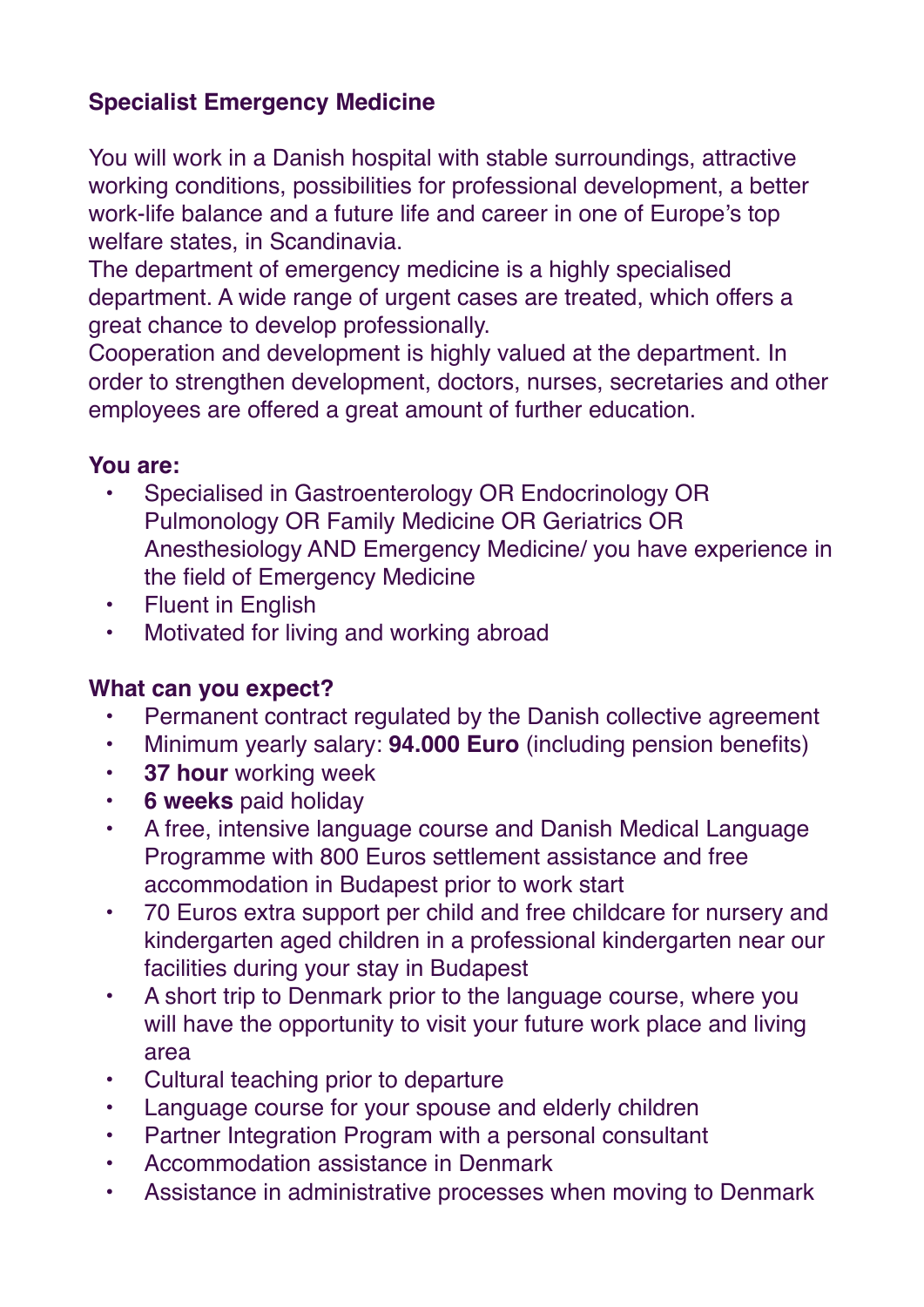## Specialist Emergency Medicine

You will work in a Danish hospital with stable surroundings, attractive working conditions, possibilities for professional development, a better work-life balance and a future life and career in one of Europe's top welfare states, in Scandinavia.
The department of emergency medicine is a highly specialised department. A wide range of urgent cases are treated, which offers a great chance to develop professionally.
Cooperation and development is highly valued at the department. In order to strengthen development, doctors, nurses, secretaries and other employees are offered a great amount of further education.

**You are:**

- Specialised in Gastroenterology OR Endocrinology OR Pulmonology OR Family Medicine OR Geriatrics OR Anesthesiology AND Emergency Medicine/ you have experience in the field of Emergency Medicine
- Fluent in English
- Motivated for living and working abroad

**What can you expect?**

- Permanent contract regulated by the Danish collective agreement
- Minimum yearly salary: **94.000 Euro** (including pension benefits)
- **37 hour** working week
- **6 weeks** paid holiday
- A free, intensive language course and Danish Medical Language Programme with 800 Euros settlement assistance and free accommodation in Budapest prior to work start
- 70 Euros extra support per child and free childcare for nursery and kindergarten aged children in a professional kindergarten near our facilities during your stay in Budapest
- A short trip to Denmark prior to the language course, where you will have the opportunity to visit your future work place and living area
- Cultural teaching prior to departure
- Language course for your spouse and elderly children
- Partner Integration Program with a personal consultant
- Accommodation assistance in Denmark
- Assistance in administrative processes when moving to Denmark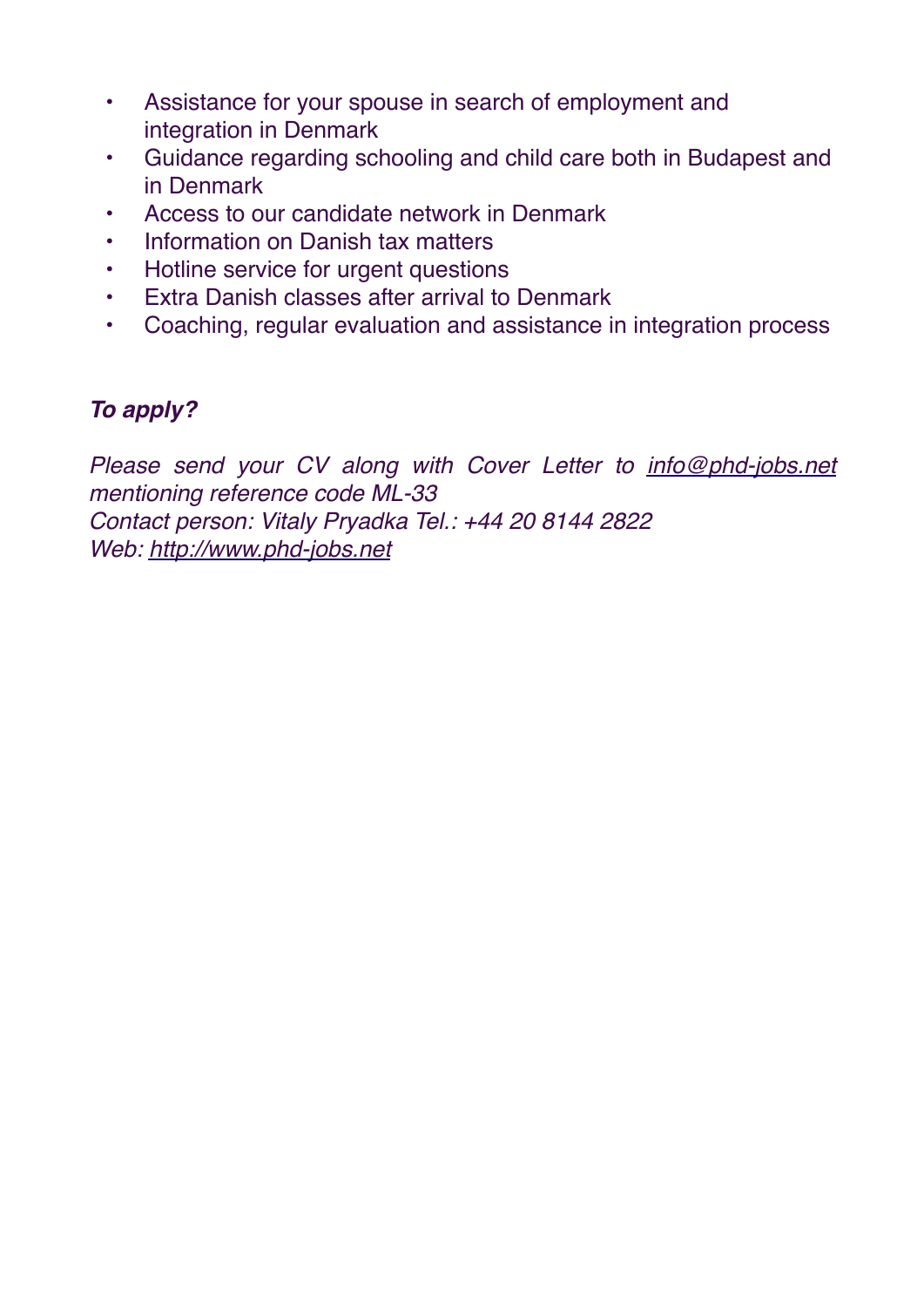- Assistance for your spouse in search of employment and integration in Denmark
- Guidance regarding schooling and child care both in Budapest and in Denmark
- Access to our candidate network in Denmark
- Information on Danish tax matters
- Hotline service for urgent questions
- Extra Danish classes after arrival to Denmark
- Coaching, regular evaluation and assistance in integration process

***To apply?***

*Please send your CV along with Cover Letter to info@phd-jobs.net mentioning reference code ML-33*
*Contact person: Vitaly Pryadka Tel.: +44 20 8144 2822*
*Web: http://www.phd-jobs.net*